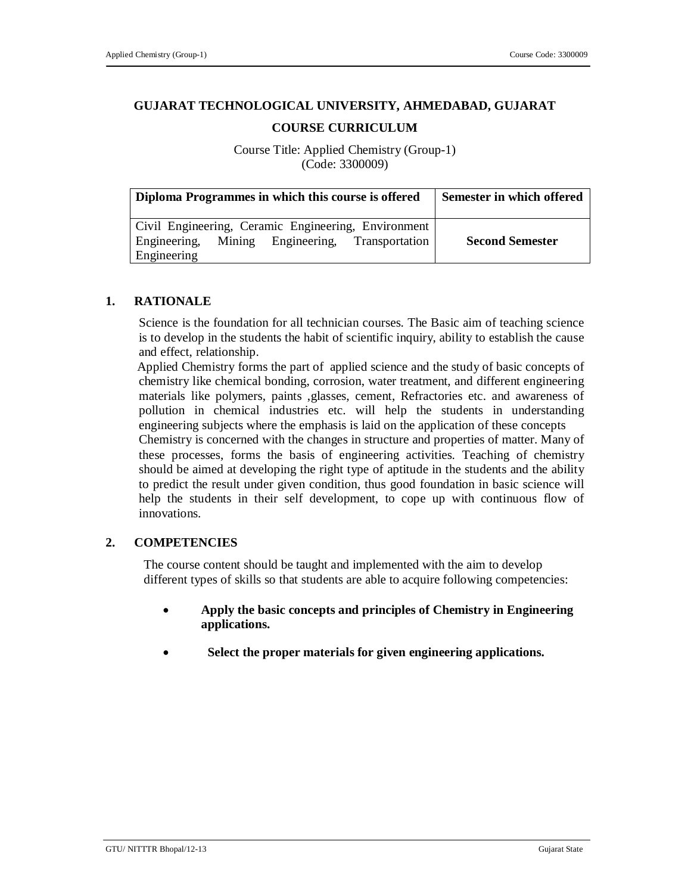# GUJARAT TECHNOLOGICAL UNIVERSITY, AHMEDABAD, GUJARAT

## COURSE CURRICULUM

Course Title: Applied Chemistry (Group-1)
(Code: 3300009)

| Diploma Programmes in which this course is offered | Semester in which offered |
|---|---|
| Civil Engineering, Ceramic Engineering, Environment Engineering, Mining Engineering, Transportation Engineering | **Second Semester** |

## 1. RATIONALE

Science is the foundation for all technician courses. The Basic aim of teaching science is to develop in the students the habit of scientific inquiry, ability to establish the cause and effect, relationship.

Applied Chemistry forms the part of applied science and the study of basic concepts of chemistry like chemical bonding, corrosion, water treatment, and different engineering materials like polymers, paints ,glasses, cement, Refractories etc. and awareness of pollution in chemical industries etc. will help the students in understanding engineering subjects where the emphasis is laid on the application of these concepts

Chemistry is concerned with the changes in structure and properties of matter. Many of these processes, forms the basis of engineering activities. Teaching of chemistry should be aimed at developing the right type of aptitude in the students and the ability to predict the result under given condition, thus good foundation in basic science will help the students in their self development, to cope up with continuous flow of innovations.

## 2. COMPETENCIES

The course content should be taught and implemented with the aim to develop different types of skills so that students are able to acquire following competencies:

- **Apply the basic concepts and principles of Chemistry in Engineering applications.**
- **Select the proper materials for given engineering applications.**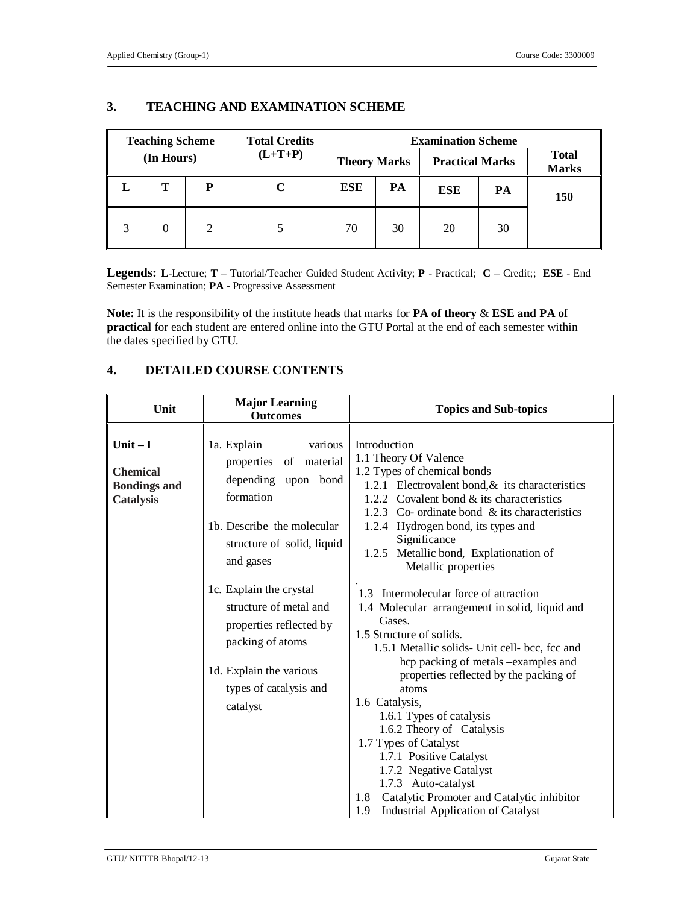## 3. TEACHING AND EXAMINATION SCHEME

| Teaching Scheme (In Hours) | | | Total Credits (L+T+P) | Examination Scheme | | | | |
|---|---|---|---|---|---|---|---|---|
| | | | | Theory Marks | | Practical Marks | | Total Marks |
| L | T | P | C | ESE | PA | ESE | PA | 150 |
| 3 | 0 | 2 | 5 | 70 | 30 | 20 | 30 | |

**Legends: L**-Lecture; **T** – Tutorial/Teacher Guided Student Activity; **P** - Practical; **C** – Credit;; **ESE** - End Semester Examination; **PA** - Progressive Assessment

**Note:** It is the responsibility of the institute heads that marks for **PA of theory** & **ESE and PA of practical** for each student are entered online into the GTU Portal at the end of each semester within the dates specified by GTU.

## 4. DETAILED COURSE CONTENTS

| Unit | Major Learning Outcomes | Topics and Sub-topics |
|---|---|---|
| **Unit – I**<br><br>**Chemical Bondings and Catalysis** | 1a. Explain various properties of material depending upon bond formation<br><br>1b. Describe the molecular structure of solid, liquid and gases<br><br>1c. Explain the crystal structure of metal and properties reflected by packing of atoms<br><br>1d. Explain the various types of catalysis and catalyst | Introduction<br>1.1 Theory Of Valence<br>1.2 Types of chemical bonds<br>1.2.1 Electrovalent bond,& its characteristics<br>1.2.2 Covalent bond & its characteristics<br>1.2.3 Co- ordinate bond & its characteristics<br>1.2.4 Hydrogen bond, its types and Significance<br>1.2.5 Metallic bond, Explationation of Metallic properties<br>.<br>1.3 Intermolecular force of attraction<br>1.4 Molecular arrangement in solid, liquid and Gases.<br>1.5 Structure of solids.<br>1.5.1 Metallic solids- Unit cell- bcc, fcc and hcp packing of metals –examples and properties reflected by the packing of atoms<br>1.6 Catalysis,<br>1.6.1 Types of catalysis<br>1.6.2 Theory of Catalysis<br>1.7 Types of Catalyst<br>1.7.1 Positive Catalyst<br>1.7.2 Negative Catalyst<br>1.7.3 Auto-catalyst<br>1.8 Catalytic Promoter and Catalytic inhibitor<br>1.9 Industrial Application of Catalyst |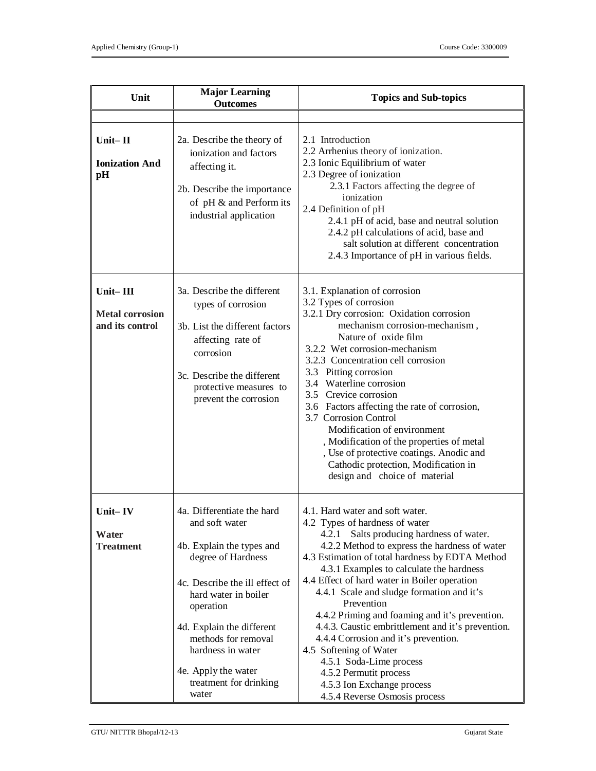| Unit | Major Learning Outcomes | Topics and Sub-topics |
|---|---|---|
| | | |
| **Unit– II**<br><br>**Ionization And pH** | 2a. Describe the theory of ionization and factors affecting it.<br><br>2b. Describe the importance of pH & and Perform its industrial application | 2.1 Introduction<br>2.2 Arrhenius theory of ionization.<br>2.3 Ionic Equilibrium of water<br>2.3 Degree of ionization<br>2.3.1 Factors affecting the degree of ionization<br>2.4 Definition of pH<br>2.4.1 pH of acid, base and neutral solution<br>2.4.2 pH calculations of acid, base and salt solution at different concentration<br>2.4.3 Importance of pH in various fields. |
| **Unit– III**<br><br>**Metal corrosion and its control** | 3a. Describe the different types of corrosion<br><br>3b. List the different factors affecting rate of corrosion<br><br>3c. Describe the different protective measures to prevent the corrosion | 3.1. Explanation of corrosion<br>3.2 Types of corrosion<br>3.2.1 Dry corrosion: Oxidation corrosion mechanism corrosion-mechanism , Nature of oxide film<br>3.2.2 Wet corrosion-mechanism<br>3.2.3 Concentration cell corrosion<br>3.3 Pitting corrosion<br>3.4 Waterline corrosion<br>3.5 Crevice corrosion<br>3.6 Factors affecting the rate of corrosion,<br>3.7 Corrosion Control<br>Modification of environment<br>, Modification of the properties of metal<br>, Use of protective coatings. Anodic and Cathodic protection, Modification in design and choice of material |
| **Unit– IV**<br><br>**Water Treatment** | 4a. Differentiate the hard and soft water<br><br>4b. Explain the types and degree of Hardness<br><br>4c. Describe the ill effect of hard water in boiler operation<br><br>4d. Explain the different methods for removal hardness in water<br><br>4e. Apply the water treatment for drinking water | 4.1. Hard water and soft water.<br>4.2 Types of hardness of water<br>4.2.1 Salts producing hardness of water.<br>4.2.2 Method to express the hardness of water<br>4.3 Estimation of total hardness by EDTA Method<br>4.3.1 Examples to calculate the hardness<br>4.4 Effect of hard water in Boiler operation<br>4.4.1 Scale and sludge formation and it's Prevention<br>4.4.2 Priming and foaming and it's prevention.<br>4.4.3. Caustic embrittlement and it's prevention.<br>4.4.4 Corrosion and it's prevention.<br>4.5 Softening of Water<br>4.5.1 Soda-Lime process<br>4.5.2 Permutit process<br>4.5.3 Ion Exchange process<br>4.5.4 Reverse Osmosis process |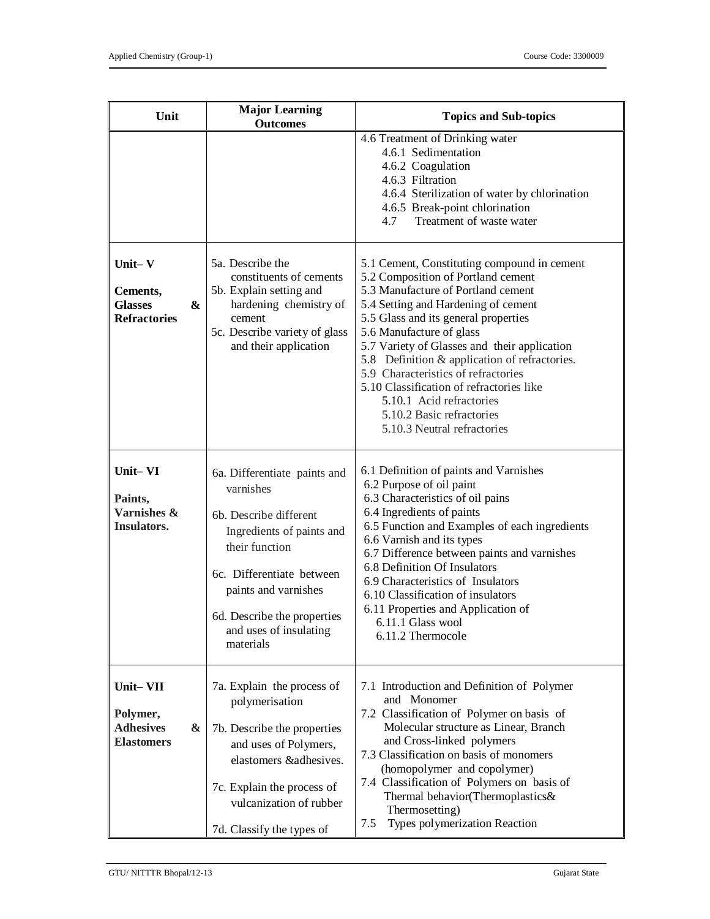| Unit | Major Learning Outcomes | Topics and Sub-topics |
|---|---|---|
| | | 4.6 Treatment of Drinking water<br>4.6.1 Sedimentation<br>4.6.2 Coagulation<br>4.6.3 Filtration<br>4.6.4 Sterilization of water by chlorination<br>4.6.5 Break-point chlorination<br>4.7 Treatment of waste water |
| **Unit– V**<br><br>**Cements, Glasses & Refractories** | 5a. Describe the constituents of cements<br>5b. Explain setting and hardening chemistry of cement<br>5c. Describe variety of glass and their application | 5.1 Cement, Constituting compound in cement<br>5.2 Composition of Portland cement<br>5.3 Manufacture of Portland cement<br>5.4 Setting and Hardening of cement<br>5.5 Glass and its general properties<br>5.6 Manufacture of glass<br>5.7 Variety of Glasses and their application<br>5.8 Definition & application of refractories.<br>5.9 Characteristics of refractories<br>5.10 Classification of refractories like<br>5.10.1 Acid refractories<br>5.10.2 Basic refractories<br>5.10.3 Neutral refractories |
| **Unit– VI**<br><br>**Paints, Varnishes & Insulators.** | 6a. Differentiate paints and varnishes<br><br>6b. Describe different Ingredients of paints and their function<br><br>6c. Differentiate between paints and varnishes<br><br>6d. Describe the properties and uses of insulating materials | 6.1 Definition of paints and Varnishes<br>6.2 Purpose of oil paint<br>6.3 Characteristics of oil pains<br>6.4 Ingredients of paints<br>6.5 Function and Examples of each ingredients<br>6.6 Varnish and its types<br>6.7 Difference between paints and varnishes<br>6.8 Definition Of Insulators<br>6.9 Characteristics of Insulators<br>6.10 Classification of insulators<br>6.11 Properties and Application of<br>6.11.1 Glass wool<br>6.11.2 Thermocole |
| **Unit– VII**<br><br>**Polymer, Adhesives & Elastomers** | 7a. Explain the process of polymerisation<br><br>7b. Describe the properties and uses of Polymers, elastomers &adhesives.<br><br>7c. Explain the process of vulcanization of rubber<br><br>7d. Classify the types of | 7.1 Introduction and Definition of Polymer and Monomer<br>7.2 Classification of Polymer on basis of Molecular structure as Linear, Branch and Cross-linked polymers<br>7.3 Classification on basis of monomers (homopolymer and copolymer)<br>7.4 Classification of Polymers on basis of Thermal behavior(Thermoplastics& Thermosetting)<br>7.5 Types polymerization Reaction |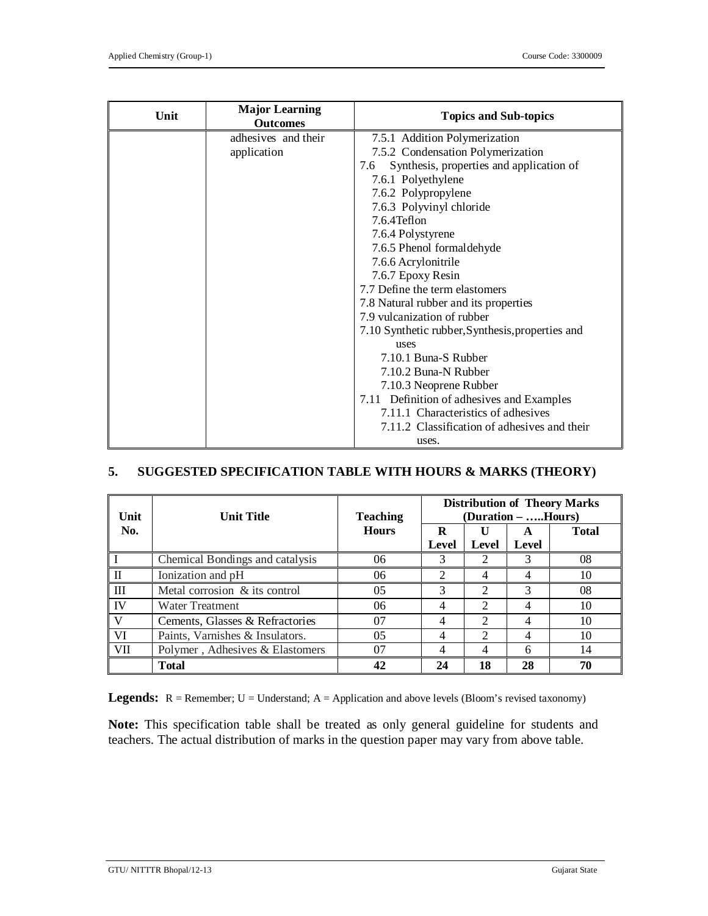| Unit | Major Learning Outcomes | Topics and Sub-topics |
|---|---|---|
| | adhesives and their application | 7.5.1 Addition Polymerization<br>7.5.2 Condensation Polymerization<br>7.6 Synthesis, properties and application of<br>7.6.1 Polyethylene<br>7.6.2 Polypropylene<br>7.6.3 Polyvinyl chloride<br>7.6.4Teflon<br>7.6.4 Polystyrene<br>7.6.5 Phenol formaldehyde<br>7.6.6 Acrylonitrile<br>7.6.7 Epoxy Resin<br>7.7 Define the term elastomers<br>7.8 Natural rubber and its properties<br>7.9 vulcanization of rubber<br>7.10 Synthetic rubber,Synthesis,properties and uses<br>7.10.1 Buna-S Rubber<br>7.10.2 Buna-N Rubber<br>7.10.3 Neoprene Rubber<br>7.11 Definition of adhesives and Examples<br>7.11.1 Characteristics of adhesives<br>7.11.2 Classification of adhesives and their uses. |

## 5. SUGGESTED SPECIFICATION TABLE WITH HOURS & MARKS (THEORY)

| Unit No. | Unit Title | Teaching Hours | Distribution of Theory Marks (Duration – …..Hours) | | | |
|---|---|---|---|---|---|---|
| | | | R Level | U Level | A Level | Total |
| I | Chemical Bondings and catalysis | 06 | 3 | 2 | 3 | 08 |
| II | Ionization and pH | 06 | 2 | 4 | 4 | 10 |
| III | Metal corrosion & its control | 05 | 3 | 2 | 3 | 08 |
| IV | Water Treatment | 06 | 4 | 2 | 4 | 10 |
| V | Cements, Glasses & Refractories | 07 | 4 | 2 | 4 | 10 |
| VI | Paints, Varnishes & Insulators. | 05 | 4 | 2 | 4 | 10 |
| VII | Polymer , Adhesives & Elastomers | 07 | 4 | 4 | 6 | 14 |
| | **Total** | **42** | **24** | **18** | **28** | **70** |

**Legends:** R = Remember; U = Understand; A = Application and above levels (Bloom's revised taxonomy)

**Note:** This specification table shall be treated as only general guideline for students and teachers. The actual distribution of marks in the question paper may vary from above table.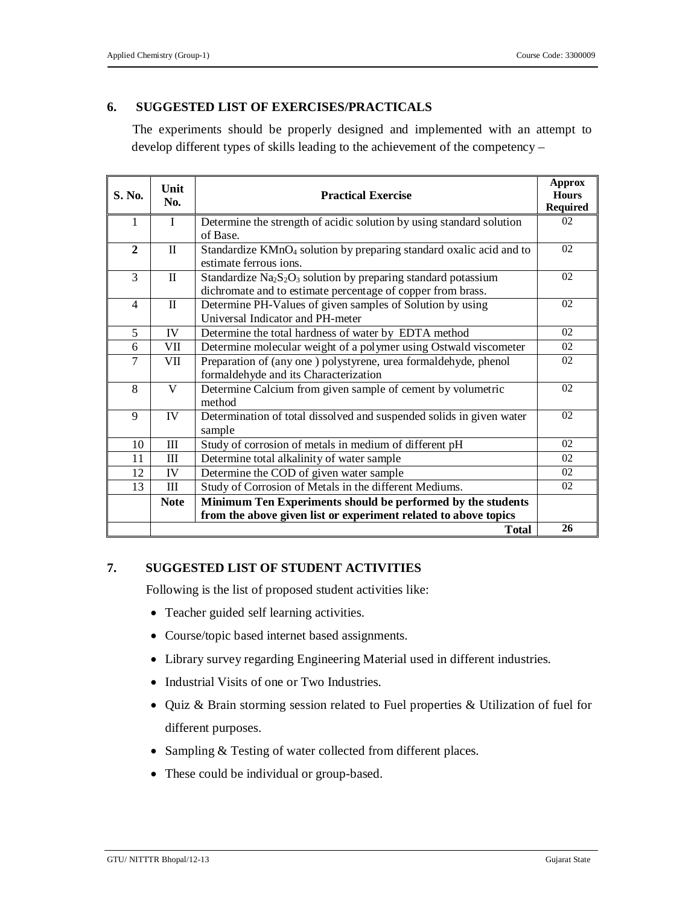## 6. SUGGESTED LIST OF EXERCISES/PRACTICALS

The experiments should be properly designed and implemented with an attempt to develop different types of skills leading to the achievement of the competency –

| S. No. | Unit No. | Practical Exercise | Approx Hours Required |
|---|---|---|---|
| 1 | I | Determine the strength of acidic solution by using standard solution of Base. | 02 |
| **2** | II | Standardize $KMnO_4$ solution by preparing standard oxalic acid and to estimate ferrous ions. | 02 |
| 3 | II | Standardize $Na_2S_2O_3$ solution by preparing standard potassium dichromate and to estimate percentage of copper from brass. | 02 |
| 4 | II | Determine PH-Values of given samples of Solution by using Universal Indicator and PH-meter | 02 |
| 5 | IV | Determine the total hardness of water by EDTA method | 02 |
| 6 | VII | Determine molecular weight of a polymer using Ostwald viscometer | 02 |
| 7 | VII | Preparation of (any one ) polystyrene, urea formaldehyde, phenol formaldehyde and its Characterization | 02 |
| 8 | V | Determine Calcium from given sample of cement by volumetric method | 02 |
| 9 | IV | Determination of total dissolved and suspended solids in given water sample | 02 |
| 10 | III | Study of corrosion of metals in medium of different pH | 02 |
| 11 | III | Determine total alkalinity of water sample | 02 |
| 12 | IV | Determine the COD of given water sample | 02 |
| 13 | III | Study of Corrosion of Metals in the different Mediums. | 02 |
| | **Note** | **Minimum Ten Experiments should be performed by the students from the above given list or experiment related to above topics** | |
| | | **Total** | **26** |

## 7. SUGGESTED LIST OF STUDENT ACTIVITIES

Following is the list of proposed student activities like:

- Teacher guided self learning activities.
- Course/topic based internet based assignments.
- Library survey regarding Engineering Material used in different industries.
- Industrial Visits of one or Two Industries.
- Quiz & Brain storming session related to Fuel properties & Utilization of fuel for different purposes.
- Sampling & Testing of water collected from different places.
- These could be individual or group-based.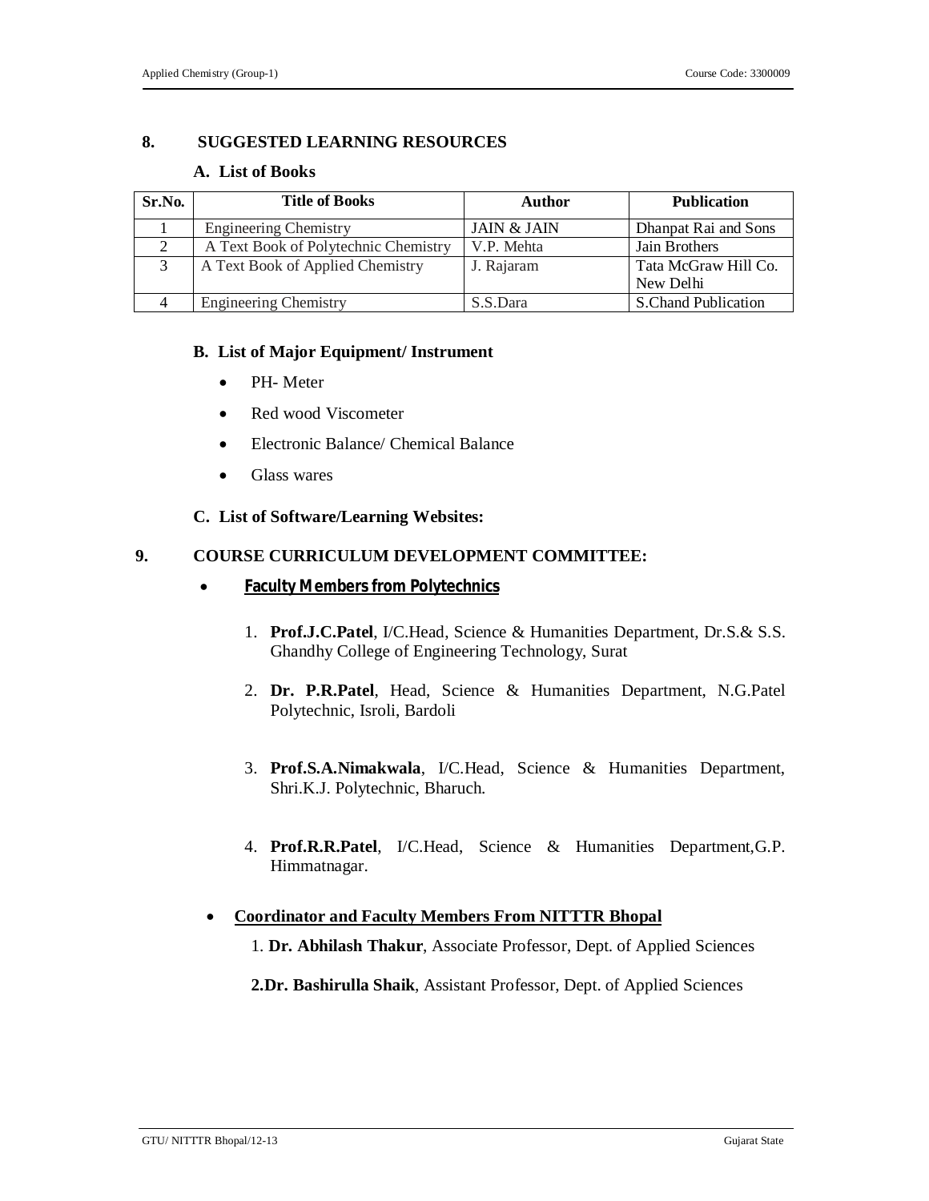## 8. SUGGESTED LEARNING RESOURCES

### A. List of Books

| Sr.No. | Title of Books | Author | Publication |
|---|---|---|---|
| 1 | Engineering Chemistry | JAIN & JAIN | Dhanpat Rai and Sons |
| 2 | A Text Book of Polytechnic Chemistry | V.P. Mehta | Jain Brothers |
| 3 | A Text Book of Applied Chemistry | J. Rajaram | Tata McGraw Hill Co. New Delhi |
| 4 | Engineering Chemistry | S.S.Dara | S.Chand Publication |

### B. List of Major Equipment/ Instrument

- PH- Meter
- Red wood Viscometer
- Electronic Balance/ Chemical Balance
- Glass wares

### C. List of Software/Learning Websites:

## 9. COURSE CURRICULUM DEVELOPMENT COMMITTEE:

- **Faculty Members from Polytechnics**

1. **Prof.J.C.Patel**, I/C.Head, Science & Humanities Department, Dr.S.& S.S. Ghandhy College of Engineering Technology, Surat
2. **Dr. P.R.Patel**, Head, Science & Humanities Department, N.G.Patel Polytechnic, Isroli, Bardoli
3. **Prof.S.A.Nimakwala**, I/C.Head, Science & Humanities Department, Shri.K.J. Polytechnic, Bharuch.
4. **Prof.R.R.Patel**, I/C.Head, Science & Humanities Department,G.P. Himmatnagar.

- **Coordinator and Faculty Members From NITTTR Bhopal**

1. **Dr. Abhilash Thakur**, Associate Professor, Dept. of Applied Sciences
2. **Dr. Bashirulla Shaik**, Assistant Professor, Dept. of Applied Sciences